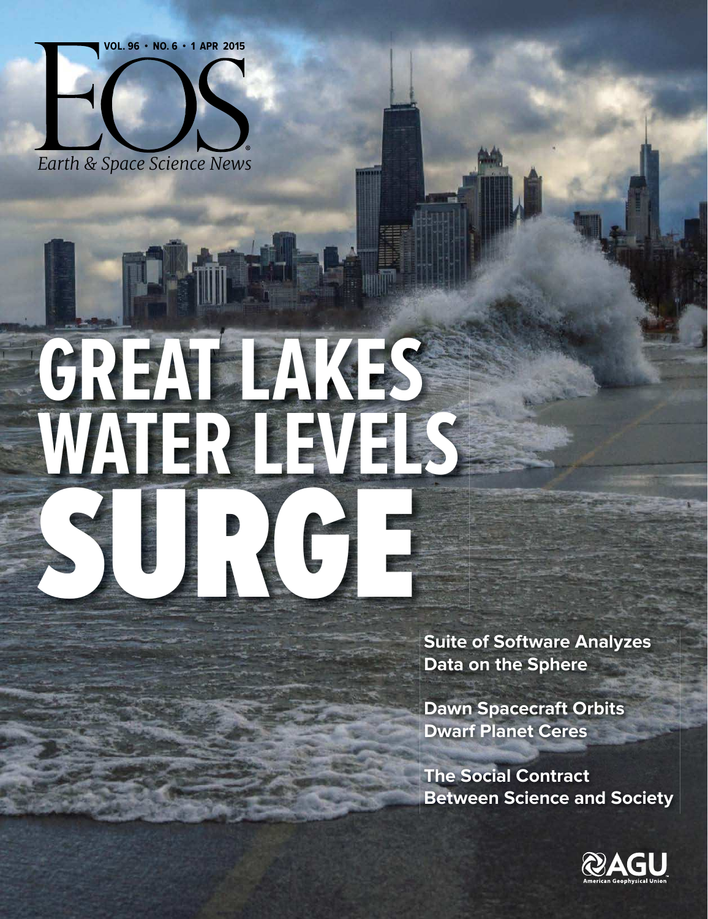# EOS

VOL. 96 • NO. 6 • 1 APR 2015

*Earth & Space Science News*

# GREAT LAKES WATER LEVELS SURGE

**Suite of Software Analyzes Data on the Sphere**

**Dawn Spacecraft Orbits Dwarf Planet Ceres**

**The Social Contract Between Science and Society**

AGU American Geophysical Union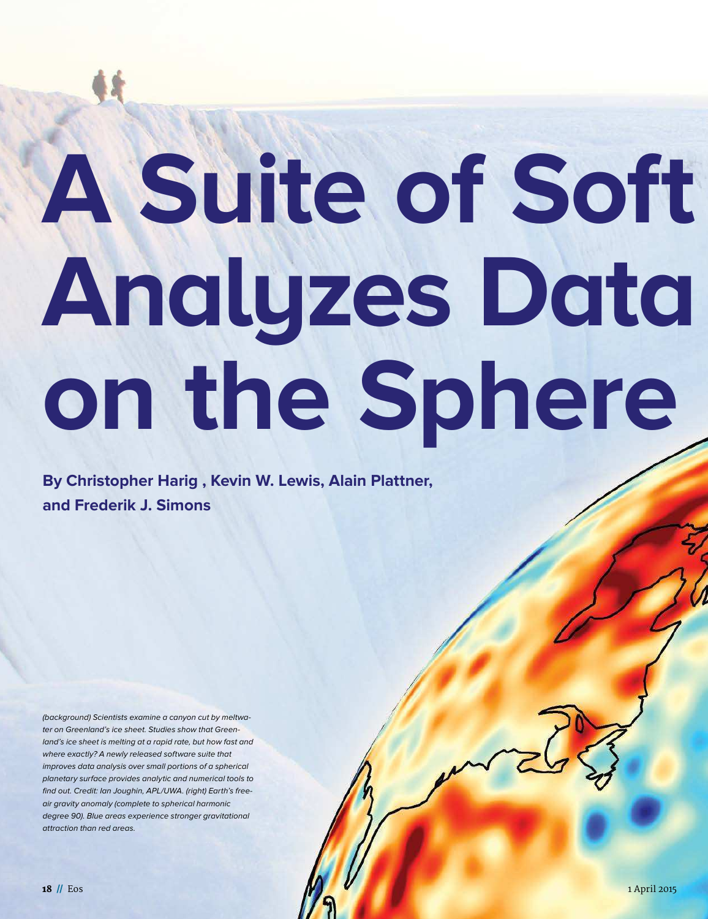# A Suite of Soft Analyzes Data on the Sphere

**By Christopher Harig , Kevin W. Lewis, Alain Plattner, and Frederik J. Simons**

*(background) Scientists examine a canyon cut by meltwater on Greenland's ice sheet. Studies show that Greenland's ice sheet is melting at a rapid rate, but how fast and where exactly? A newly released software suite that improves data analysis over small portions of a spherical planetary surface provides analytic and numerical tools to find out. Credit: Ian Joughin, APL/UWA. (right) Earth's free-air gravity anomaly (complete to spherical harmonic degree 90). Blue areas experience stronger gravitational attraction than red areas.*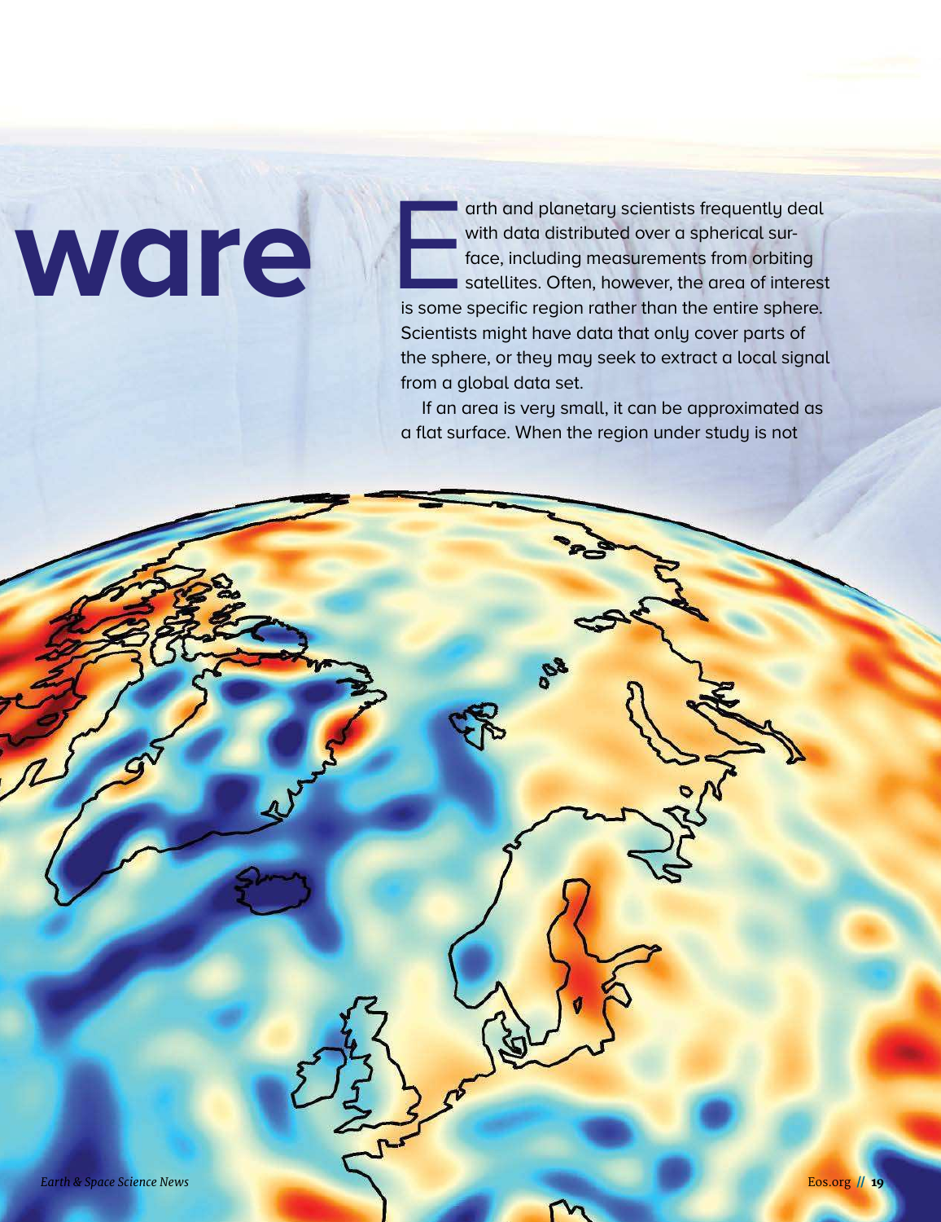# ware

Earth and planetary scientists frequently deal with data distributed over a spherical surface, including measurements from orbiting satellites. Often, however, the area of interest is some specific region rather than the entire sphere. Scientists might have data that only cover parts of the sphere, or they may seek to extract a local signal from a global data set.

If an area is very small, it can be approximated as a flat surface. When the region under study is not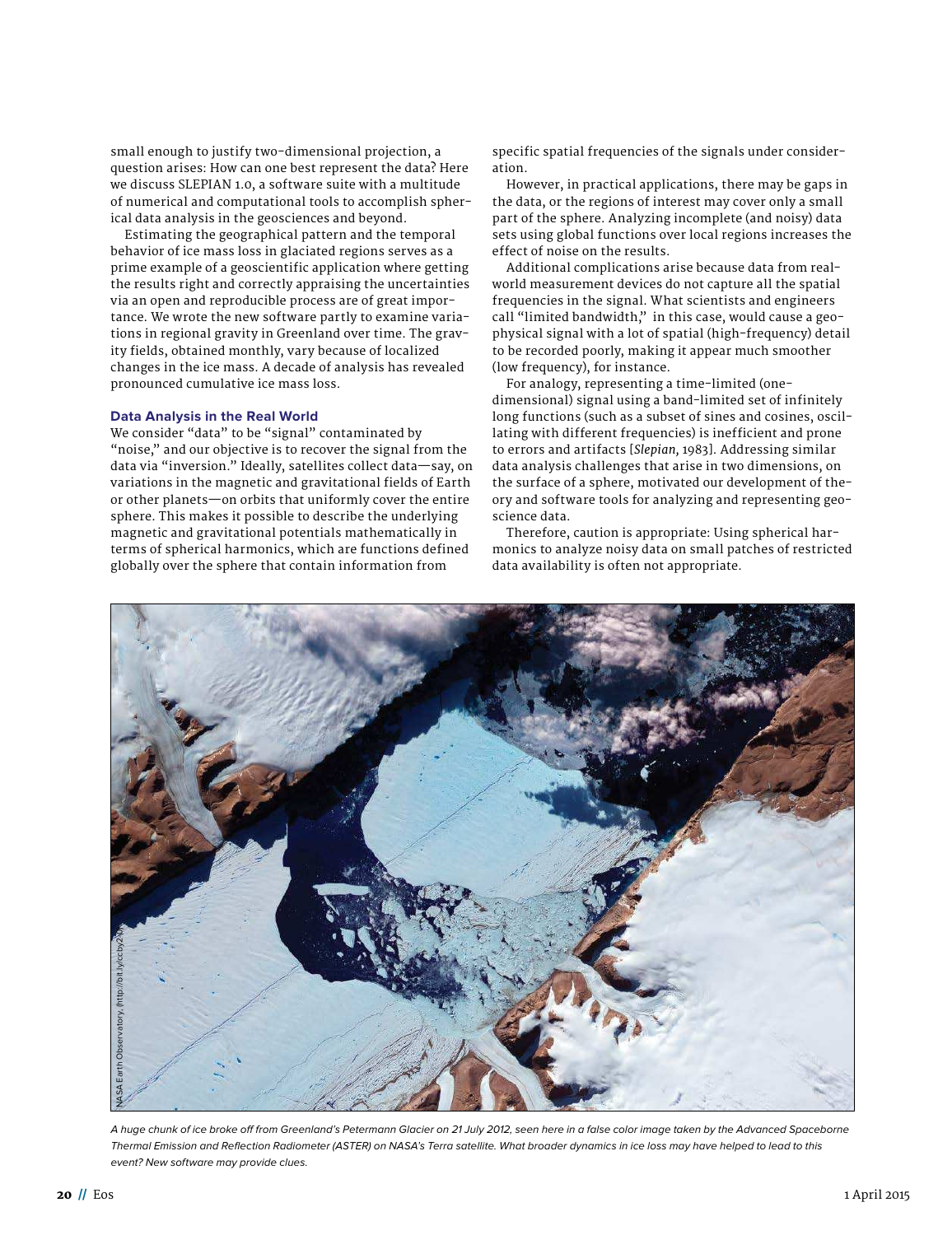small enough to justify two-dimensional projection, a question arises: How can one best represent the data? Here we discuss SLEPIAN 1.0, a software suite with a multitude of numerical and computational tools to accomplish spherical data analysis in the geosciences and beyond.

Estimating the geographical pattern and the temporal behavior of ice mass loss in glaciated regions serves as a prime example of a geoscientific application where getting the results right and correctly appraising the uncertainties via an open and reproducible process are of great importance. We wrote the new software partly to examine variations in regional gravity in Greenland over time. The gravity fields, obtained monthly, vary because of localized changes in the ice mass. A decade of analysis has revealed pronounced cumulative ice mass loss.

### Data Analysis in the Real World

We consider "data" to be "signal" contaminated by "noise," and our objective is to recover the signal from the data via "inversion." Ideally, satellites collect data—say, on variations in the magnetic and gravitational fields of Earth or other planets—on orbits that uniformly cover the entire sphere. This makes it possible to describe the underlying magnetic and gravitational potentials mathematically in terms of spherical harmonics, which are functions defined globally over the sphere that contain information from specific spatial frequencies of the signals under consideration.

However, in practical applications, there may be gaps in the data, or the regions of interest may cover only a small part of the sphere. Analyzing incomplete (and noisy) data sets using global functions over local regions increases the effect of noise on the results.

Additional complications arise because data from real-world measurement devices do not capture all the spatial frequencies in the signal. What scientists and engineers call "limited bandwidth," in this case, would cause a geophysical signal with a lot of spatial (high-frequency) detail to be recorded poorly, making it appear much smoother (low frequency), for instance.

For analogy, representing a time-limited (one-dimensional) signal using a band-limited set of infinitely long functions (such as a subset of sines and cosines, oscillating with different frequencies) is inefficient and prone to errors and artifacts [*Slepian,* 1983]. Addressing similar data analysis challenges that arise in two dimensions, on the surface of a sphere, motivated our development of theory and software tools for analyzing and representing geoscience data.

Therefore, caution is appropriate: Using spherical harmonics to analyze noisy data on small patches of restricted data availability is often not appropriate.

NASA Earth Observatory, (http://bit.ly/ccby2.0)

*A huge chunk of ice broke off from Greenland's Petermann Glacier on 21 July 2012, seen here in a false color image taken by the Advanced Spaceborne Thermal Emission and Reflection Radiometer (ASTER) on NASA's Terra satellite. What broader dynamics in ice loss may have helped to lead to this event? New software may provide clues.*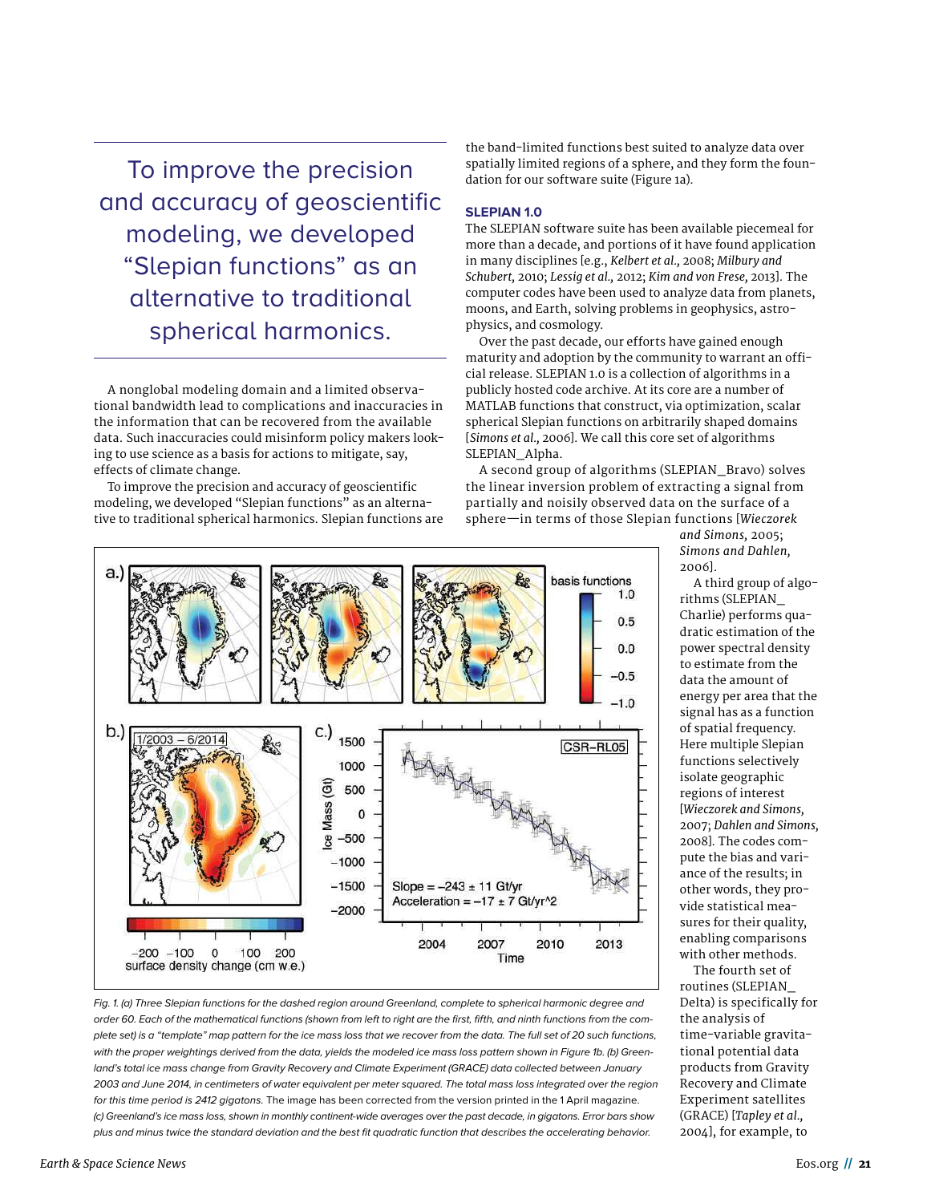To improve the precision and accuracy of geoscientific modeling, we developed "Slepian functions" as an alternative to traditional spherical harmonics.

A nonglobal modeling domain and a limited observational bandwidth lead to complications and inaccuracies in the information that can be recovered from the available data. Such inaccuracies could misinform policy makers looking to use science as a basis for actions to mitigate, say, effects of climate change.

To improve the precision and accuracy of geoscientific modeling, we developed "Slepian functions" as an alternative to traditional spherical harmonics. Slepian functions are the band-limited functions best suited to analyze data over spatially limited regions of a sphere, and they form the foundation for our software suite (Figure 1a).

## SLEPIAN 1.0

The SLEPIAN software suite has been available piecemeal for more than a decade, and portions of it have found application in many disciplines [e.g., *Kelbert et al.,* 2008; *Milbury and Schubert,* 2010; *Lessig et al.,* 2012; *Kim and von Frese,* 2013]. The computer codes have been used to analyze data from planets, moons, and Earth, solving problems in geophysics, astrophysics, and cosmology.

Over the past decade, our efforts have gained enough maturity and adoption by the community to warrant an official release. SLEPIAN 1.0 is a collection of algorithms in a publicly hosted code archive. At its core are a number of MATLAB functions that construct, via optimization, scalar spherical Slepian functions on arbitrarily shaped domains [*Simons et al.,* 2006]. We call this core set of algorithms SLEPIAN_Alpha.

A second group of algorithms (SLEPIAN_Bravo) solves the linear inversion problem of extracting a signal from partially and noisily observed data on the surface of a sphere—in terms of those Slepian functions [*Wieczorek and Simons,* 2005; *Simons and Dahlen,* 2006].

A third group of algorithms (SLEPIAN_Charlie) performs quadratic estimation of the power spectral density to estimate from the data the amount of energy per area that the signal has as a function of spatial frequency. Here multiple Slepian functions selectively isolate geographic regions of interest [*Wieczorek and Simons,* 2007; *Dahlen and Simons,* 2008]. The codes compute the bias and variance of the results; in other words, they provide statistical measures for their quality, enabling comparisons with other methods.

The fourth set of routines (SLEPIAN_Delta) is specifically for the analysis of time-variable gravitational potential data products from Gravity Recovery and Climate Experiment satellites (GRACE) [*Tapley et al.,* 2004], for example, to

*Fig. 1. (a) Three Slepian functions for the dashed region around Greenland, complete to spherical harmonic degree and order 60. Each of the mathematical functions (shown from left to right are the first, fifth, and ninth functions from the complete set) is a "template" map pattern for the ice mass loss that we recover from the data. The full set of 20 such functions, with the proper weightings derived from the data, yields the modeled ice mass loss pattern shown in Figure 1b. (b) Greenland's total ice mass change from Gravity Recovery and Climate Experiment (GRACE) data collected between January 2003 and June 2014, in centimeters of water equivalent per meter squared. The total mass loss integrated over the region for this time period is 2412 gigatons.* The image has been corrected from the version printed in the 1 April magazine. *(c) Greenland's ice mass loss, shown in monthly continent-wide averages over the past decade, in gigatons. Error bars show plus and minus twice the standard deviation and the best fit quadratic function that describes the accelerating behavior.*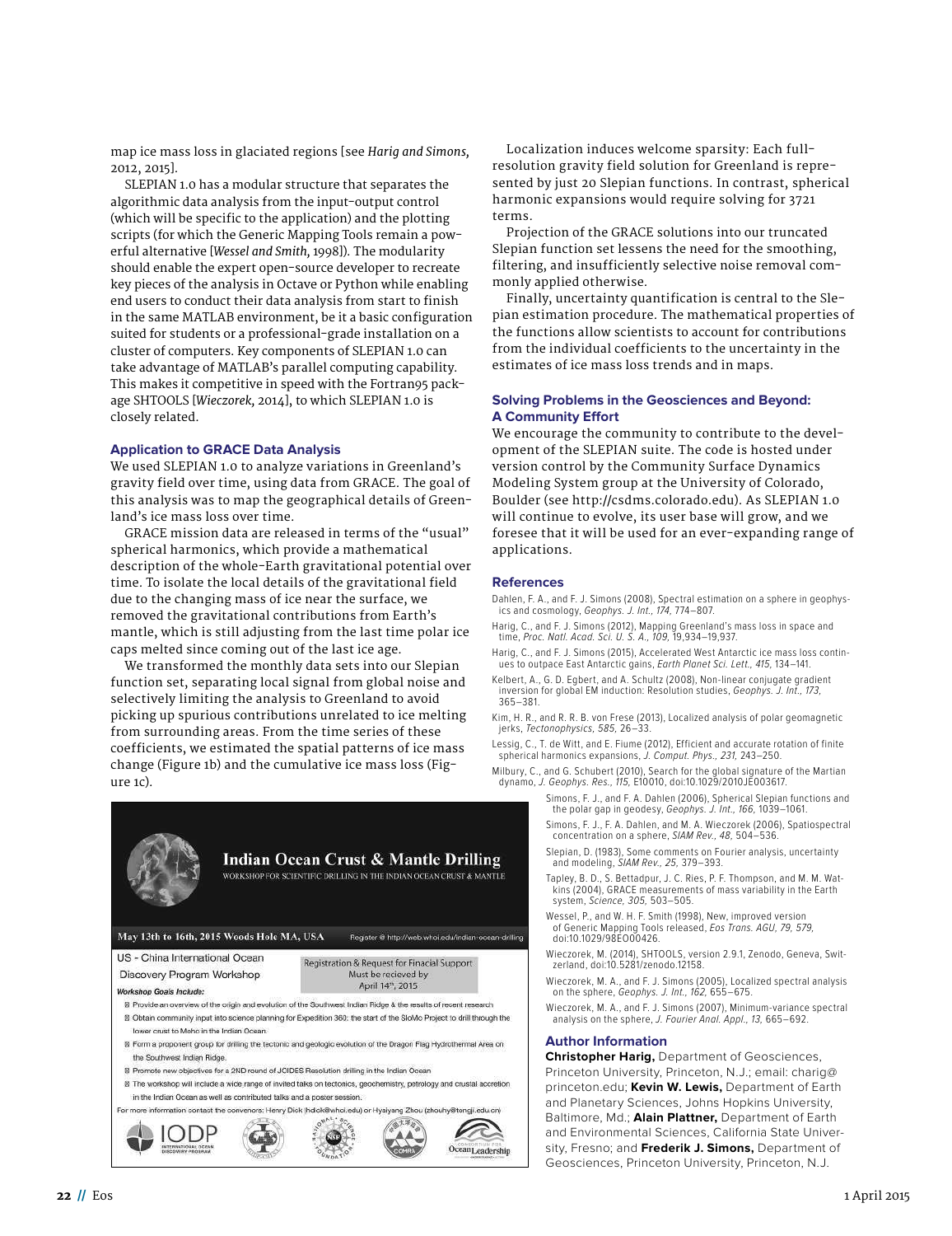map ice mass loss in glaciated regions [see *Harig and Simons,* 2012, 2015].

SLEPIAN 1.0 has a modular structure that separates the algorithmic data analysis from the input-output control (which will be specific to the application) and the plotting scripts (for which the Generic Mapping Tools remain a powerful alternative [*Wessel and Smith,* 1998]). The modularity should enable the expert open-source developer to recreate key pieces of the analysis in Octave or Python while enabling end users to conduct their data analysis from start to finish in the same MATLAB environment, be it a basic configuration suited for students or a professional-grade installation on a cluster of computers. Key components of SLEPIAN 1.0 can take advantage of MATLAB's parallel computing capability. This makes it competitive in speed with the Fortran95 package SHTOOLS [*Wieczorek,* 2014], to which SLEPIAN 1.0 is closely related.

## Application to GRACE Data Analysis

We used SLEPIAN 1.0 to analyze variations in Greenland's gravity field over time, using data from GRACE. The goal of this analysis was to map the geographical details of Greenland's ice mass loss over time.

GRACE mission data are released in terms of the "usual" spherical harmonics, which provide a mathematical description of the whole-Earth gravitational potential over time. To isolate the local details of the gravitational field due to the changing mass of ice near the surface, we removed the gravitational contributions from Earth's mantle, which is still adjusting from the last time polar ice caps melted since coming out of the last ice age.

We transformed the monthly data sets into our Slepian function set, separating local signal from global noise and selectively limiting the analysis to Greenland to avoid picking up spurious contributions unrelated to ice melting from surrounding areas. From the time series of these coefficients, we estimated the spatial patterns of ice mass change (Figure 1b) and the cumulative ice mass loss (Figure 1c).

Localization induces welcome sparsity: Each full-resolution gravity field solution for Greenland is represented by just 20 Slepian functions. In contrast, spherical harmonic expansions would require solving for 3721 terms.

Projection of the GRACE solutions into our truncated Slepian function set lessens the need for the smoothing, filtering, and insufficiently selective noise removal commonly applied otherwise.

Finally, uncertainty quantification is central to the Slepian estimation procedure. The mathematical properties of the functions allow scientists to account for contributions from the individual coefficients to the uncertainty in the estimates of ice mass loss trends and in maps.

## Solving Problems in the Geosciences and Beyond: A Community Effort

We encourage the community to contribute to the development of the SLEPIAN suite. The code is hosted under version control by the Community Surface Dynamics Modeling System group at the University of Colorado, Boulder (see http://csdms.colorado.edu). As SLEPIAN 1.0 will continue to evolve, its user base will grow, and we foresee that it will be used for an ever-expanding range of applications.

## References

Dahlen, F. A., and F. J. Simons (2008), Spectral estimation on a sphere in geophysics and cosmology, *Geophys. J. Int., 174,* 774–807.

Harig, C., and F. J. Simons (2012), Mapping Greenland's mass loss in space and time, *Proc. Natl. Acad. Sci. U. S. A., 109,* 19,934–19,937.

Harig, C., and F. J. Simons (2015), Accelerated West Antarctic ice mass loss continues to outpace East Antarctic gains, *Earth Planet Sci. Lett., 415,* 134–141.

Kelbert, A., G. D. Egbert, and A. Schultz (2008), Non-linear conjugate gradient inversion for global EM induction: Resolution studies, *Geophys. J. Int., 173,* 365–381.

Kim, H. R., and R. R. B. von Frese (2013), Localized analysis of polar geomagnetic jerks, *Tectonophysics, 585,* 26–33.

Lessig, C., T. de Witt, and E. Fiume (2012), Efficient and accurate rotation of finite spherical harmonics expansions, *J. Comput. Phys., 231,* 243–250.

Milbury, C., and G. Schubert (2010), Search for the global signature of the Martian dynamo, *J. Geophys. Res., 115,* E10010, doi:10.1029/2010JE003617.

Simons, F. J., and F. A. Dahlen (2006), Spherical Slepian functions and the polar gap in geodesy, *Geophys. J. Int., 166,* 1039–1061.

Simons, F. J., F. A. Dahlen, and M. A. Wieczorek (2006), Spatiospectral concentration on a sphere, *SIAM Rev., 48,* 504–536.

Slepian, D. (1983), Some comments on Fourier analysis, uncertainty and modeling, *SIAM Rev., 25,* 379–393.

Tapley, B. D., S. Bettadpur, J. C. Ries, P. F. Thompson, and M. M. Watkins (2004), GRACE measurements of mass variability in the Earth system, *Science, 305,* 503–505.

Wessel, P., and W. H. F. Smith (1998), New, improved version of Generic Mapping Tools released, *Eos Trans. AGU, 79,* 579, doi:10.1029/98EO00426.

Wieczorek, M. (2014), SHTOOLS, version 2.9.1, Zenodo, Geneva, Switzerland, doi:10.5281/zenodo.12158.

Wieczorek, M. A., and F. J. Simons (2005), Localized spectral analysis on the sphere, *Geophys. J. Int., 162,* 655–675.

Wieczorek, M. A., and F. J. Simons (2007), Minimum-variance spectral analysis on the sphere, *J. Fourier Anal. Appl., 13,* 665–692.

## Author Information

**Christopher Harig,** Department of Geosciences, Princeton University, Princeton, N.J.; email: charig@princeton.edu; **Kevin W. Lewis,** Department of Earth and Planetary Sciences, Johns Hopkins University, Baltimore, Md.; **Alain Plattner,** Department of Earth and Environmental Sciences, California State University, Fresno; and **Frederik J. Simons,** Department of Geosciences, Princeton University, Princeton, N.J.

---

**Indian Ocean Crust & Mantle Drilling**

WORKSHOP FOR SCIENTIFIC DRILLING IN THE INDIAN OCEAN CRUST & MANTLE

May 13th to 16th, 2015 Woods Hole MA, USA — Register @ http://web.whoi.edu/indian-ocean-drilling

US - China International Ocean Discovery Program Workshop

Registration & Request for Finacial Support Must be recieved by April 14th, 2015

*Workshop Goals Include:*

- Provide an overview of the origin and evolution of the Southwest Indian Ridge & the results of recent research
- Obtain community input into science planning for Expedition 360: the start of the SloMo Project to drill through the lower crust to Moho in the Indian Ocean
- Form a proponent group for drilling the tectonic and geologic evolution of the Dragon Flag Hydrothermal Area on the Southwest Indian Ridge
- Promote new objectives for a 2ND round of JOIDES Resolution drilling in the Indian Ocean
- The workshop will include a wide range of invited talks on tectonics, geochemistry, petrology and crustal accretion in the Indian Ocean as well as contributed talks and a poster session.

For more information contact the convenors: Henry Dick (hdick@whoi.edu) or Hyaiyang Zhou (zhouhy@tongji.edu.cn)

IODP INTERNATIONAL OCEAN DISCOVERY PROGRAM — NSF — COMRA — Consortium for Ocean Leadership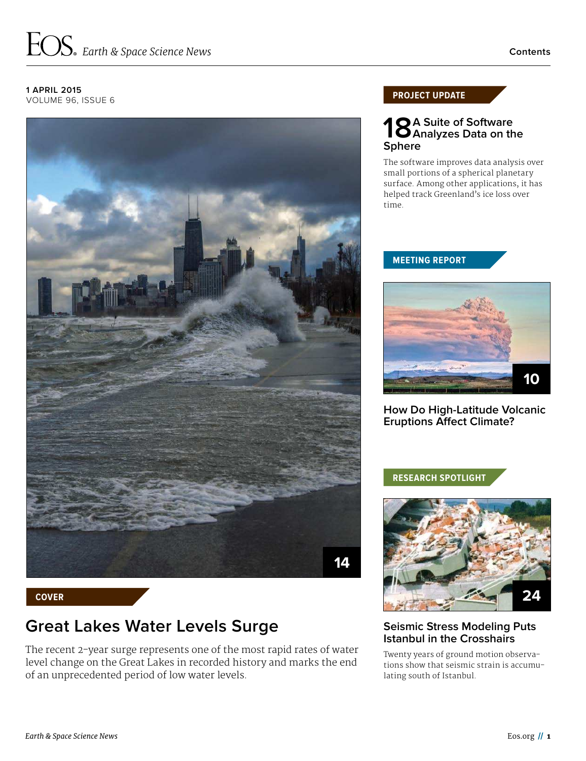# Contents

1 APRIL 2015
VOLUME 96, ISSUE 6

14

COVER

## Great Lakes Water Levels Surge

The recent 2-year surge represents one of the most rapid rates of water level change on the Great Lakes in recorded history and marks the end of an unprecedented period of low water levels.

PROJECT UPDATE

## 18 A Suite of Software Analyzes Data on the Sphere

The software improves data analysis over small portions of a spherical planetary surface. Among other applications, it has helped track Greenland's ice loss over time.

MEETING REPORT

10

## How Do High-Latitude Volcanic Eruptions Affect Climate?

RESEARCH SPOTLIGHT

24

## Seismic Stress Modeling Puts Istanbul in the Crosshairs

Twenty years of ground motion observations show that seismic strain is accumulating south of Istanbul.